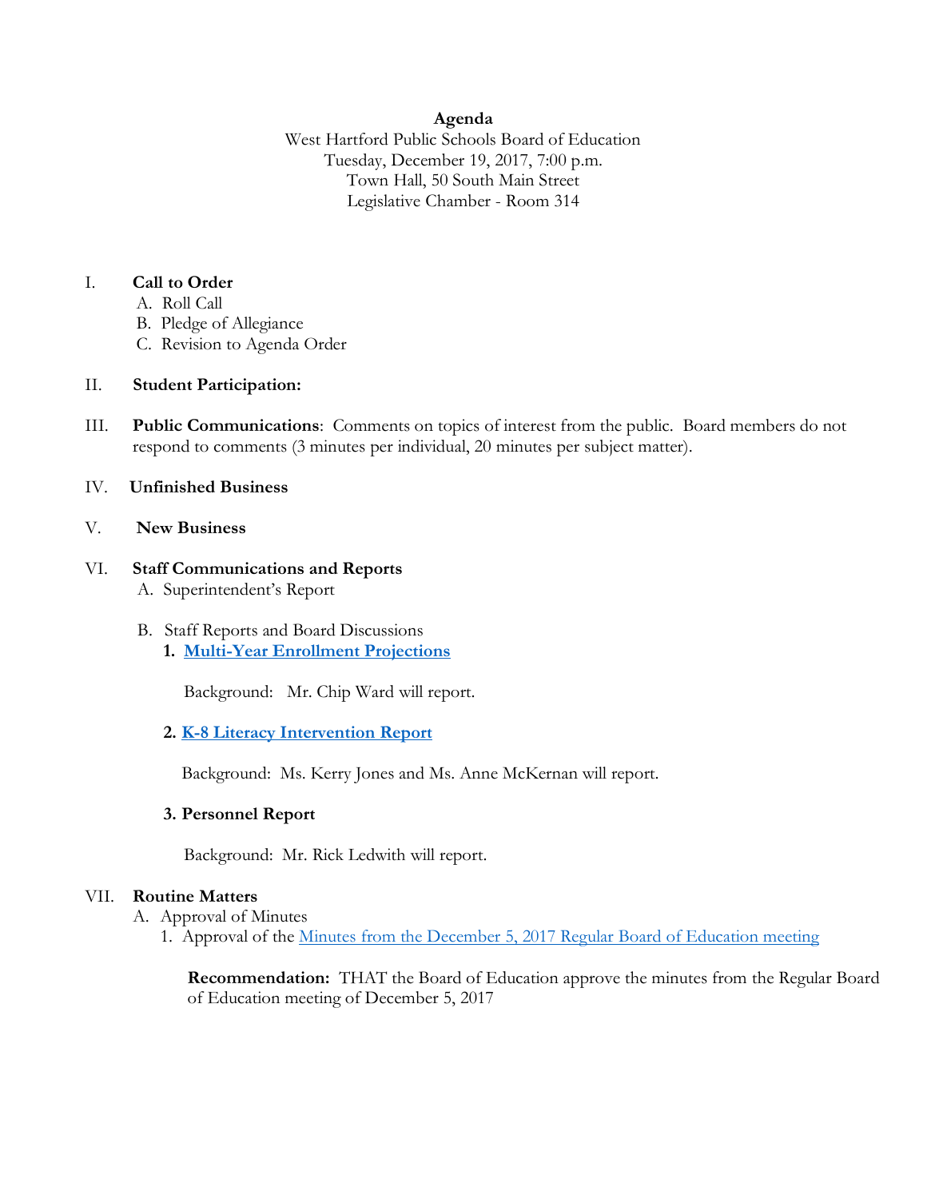**Agenda**

West Hartford Public Schools Board of Education
Tuesday, December 19, 2017, 7:00 p.m.
Town Hall, 50 South Main Street
Legislative Chamber - Room 314

I. **Call to Order**
   A. Roll Call
   B. Pledge of Allegiance
   C. Revision to Agenda Order

II. **Student Participation:**

III. **Public Communications**: Comments on topics of interest from the public. Board members do not respond to comments (3 minutes per individual, 20 minutes per subject matter).

IV. **Unfinished Business**

V. **New Business**

VI. **Staff Communications and Reports**
   A. Superintendent's Report

   B. Staff Reports and Board Discussions
      1. **Multi-Year Enrollment Projections**

         Background: Mr. Chip Ward will report.

      2. **K-8 Literacy Intervention Report**

         Background: Ms. Kerry Jones and Ms. Anne McKernan will report.

      3. **Personnel Report**

         Background: Mr. Rick Ledwith will report.

VII. **Routine Matters**
   A. Approval of Minutes
      1. Approval of the Minutes from the December 5, 2017 Regular Board of Education meeting

         **Recommendation:** THAT the Board of Education approve the minutes from the Regular Board of Education meeting of December 5, 2017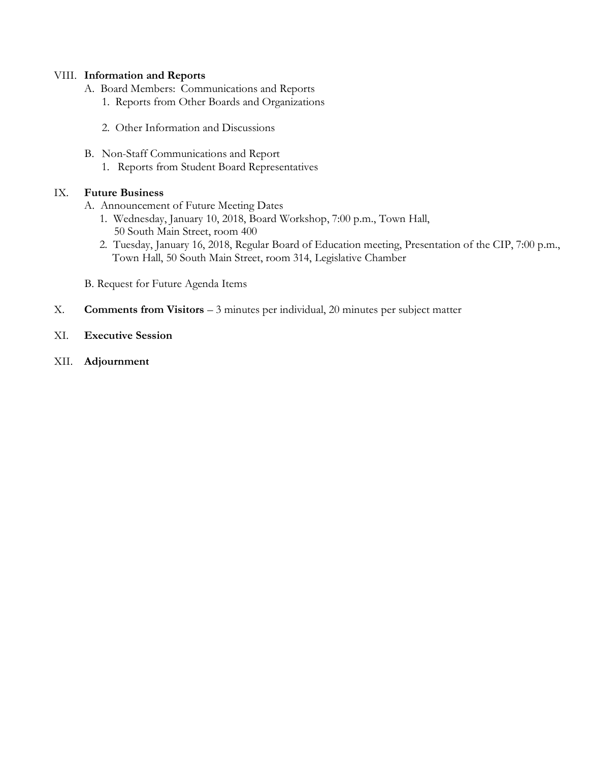VIII. **Information and Reports**

A. Board Members: Communications and Reports

1. Reports from Other Boards and Organizations

2. Other Information and Discussions

B. Non-Staff Communications and Report

1. Reports from Student Board Representatives

IX. **Future Business**

A. Announcement of Future Meeting Dates

1. Wednesday, January 10, 2018, Board Workshop, 7:00 p.m., Town Hall, 50 South Main Street, room 400
2. Tuesday, January 16, 2018, Regular Board of Education meeting, Presentation of the CIP, 7:00 p.m., Town Hall, 50 South Main Street, room 314, Legislative Chamber

B. Request for Future Agenda Items

X. **Comments from Visitors** – 3 minutes per individual, 20 minutes per subject matter

XI. **Executive Session**

XII. **Adjournment**